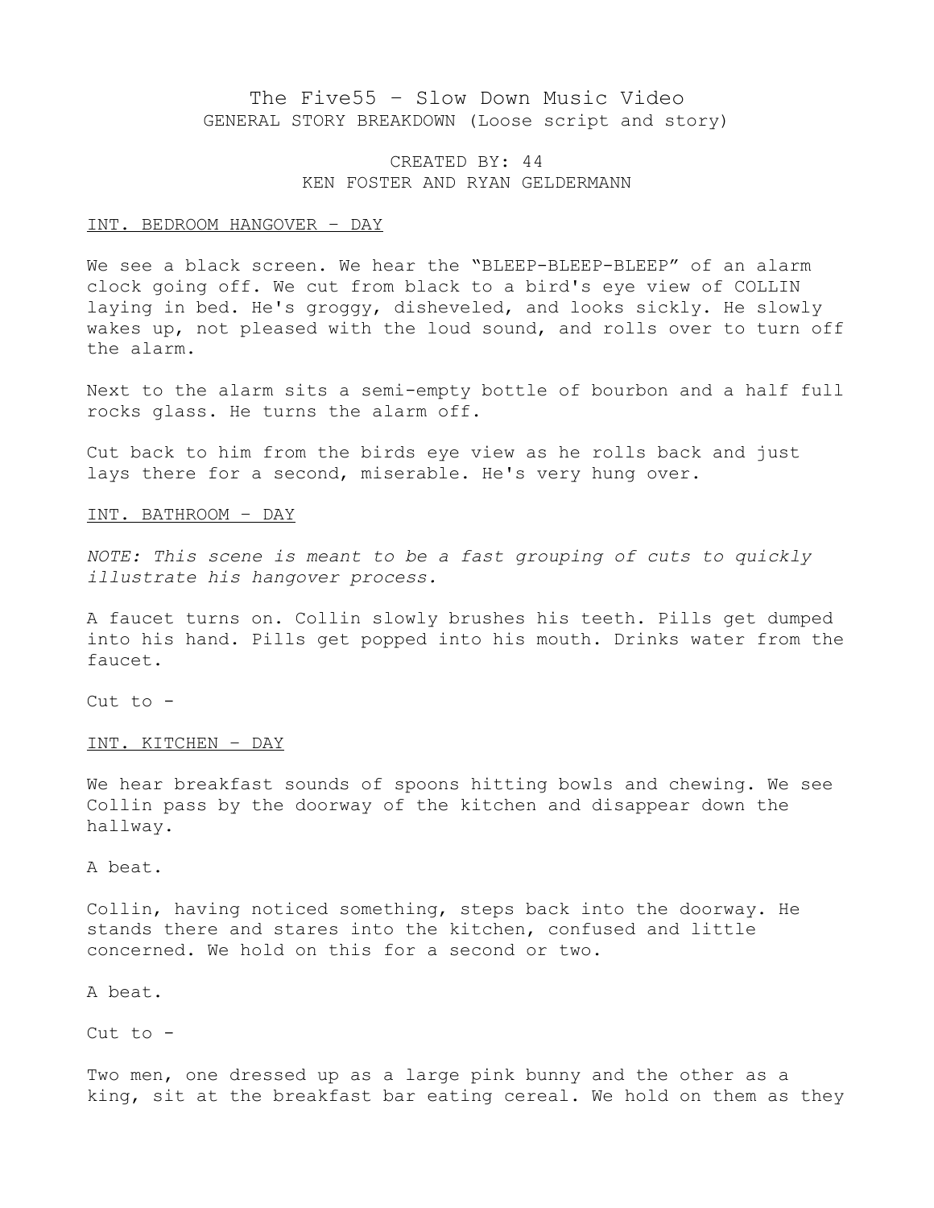# The Five55 – Slow Down Music Video

GENERAL STORY BREAKDOWN (Loose script and story)

CREATED BY: 44
KEN FOSTER AND RYAN GELDERMANN

<u>INT. BEDROOM HANGOVER – DAY</u>

We see a black screen. We hear the "BLEEP-BLEEP-BLEEP" of an alarm clock going off. We cut from black to a bird's eye view of COLLIN laying in bed. He's groggy, disheveled, and looks sickly. He slowly wakes up, not pleased with the loud sound, and rolls over to turn off the alarm.

Next to the alarm sits a semi-empty bottle of bourbon and a half full rocks glass. He turns the alarm off.

Cut back to him from the birds eye view as he rolls back and just lays there for a second, miserable. He's very hung over.

<u>INT. BATHROOM – DAY</u>

*NOTE: This scene is meant to be a fast grouping of cuts to quickly illustrate his hangover process.*

A faucet turns on. Collin slowly brushes his teeth. Pills get dumped into his hand. Pills get popped into his mouth. Drinks water from the faucet.

Cut to -

<u>INT. KITCHEN – DAY</u>

We hear breakfast sounds of spoons hitting bowls and chewing. We see Collin pass by the doorway of the kitchen and disappear down the hallway.

A beat.

Collin, having noticed something, steps back into the doorway. He stands there and stares into the kitchen, confused and little concerned. We hold on this for a second or two.

A beat.

Cut to -

Two men, one dressed up as a large pink bunny and the other as a king, sit at the breakfast bar eating cereal. We hold on them as they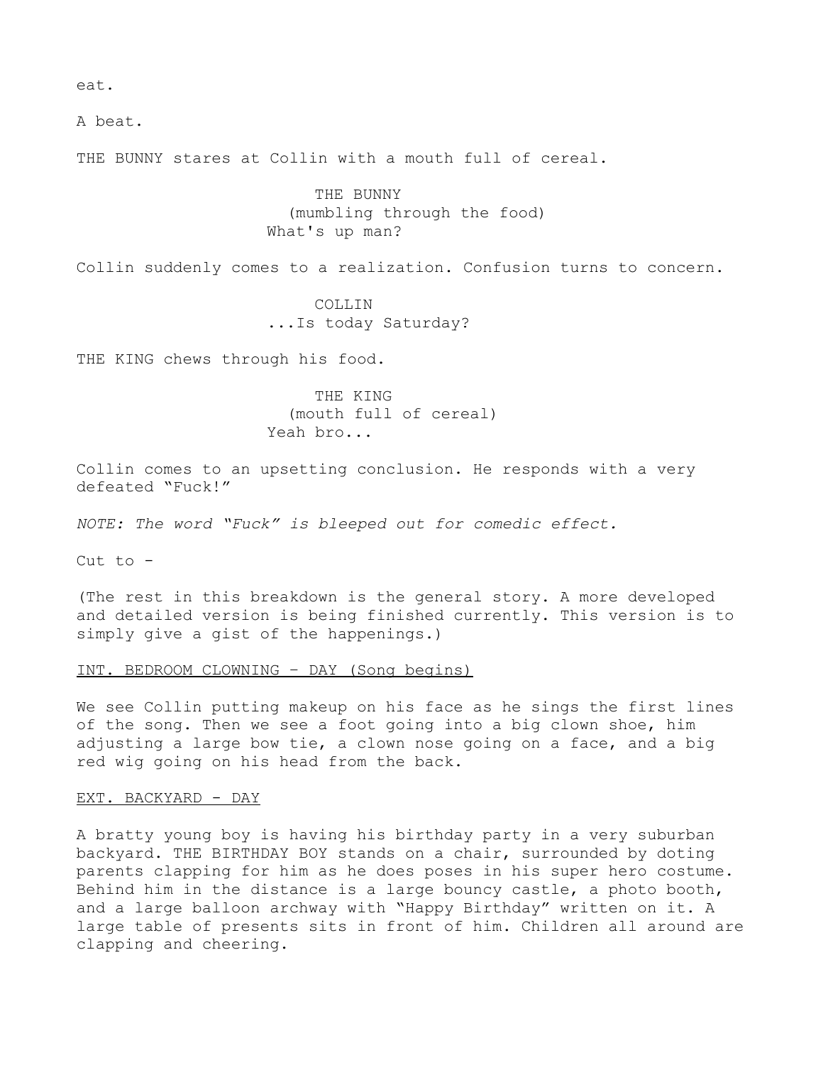eat.

A beat.

THE BUNNY stares at Collin with a mouth full of cereal.

THE BUNNY
(mumbling through the food)
What's up man?

Collin suddenly comes to a realization. Confusion turns to concern.

COLLIN
...Is today Saturday?

THE KING chews through his food.

THE KING
(mouth full of cereal)
Yeah bro...

Collin comes to an upsetting conclusion. He responds with a very defeated “Fuck!”

*NOTE: The word “Fuck” is bleeped out for comedic effect.*

Cut to -

(The rest in this breakdown is the general story. A more developed and detailed version is being finished currently. This version is to simply give a gist of the happenings.)

<u>INT. BEDROOM CLOWNING - DAY (Song begins)</u>

We see Collin putting makeup on his face as he sings the first lines of the song. Then we see a foot going into a big clown shoe, him adjusting a large bow tie, a clown nose going on a face, and a big red wig going on his head from the back.

<u>EXT. BACKYARD - DAY</u>

A bratty young boy is having his birthday party in a very suburban backyard. THE BIRTHDAY BOY stands on a chair, surrounded by doting parents clapping for him as he does poses in his super hero costume. Behind him in the distance is a large bouncy castle, a photo booth, and a large balloon archway with “Happy Birthday” written on it. A large table of presents sits in front of him. Children all around are clapping and cheering.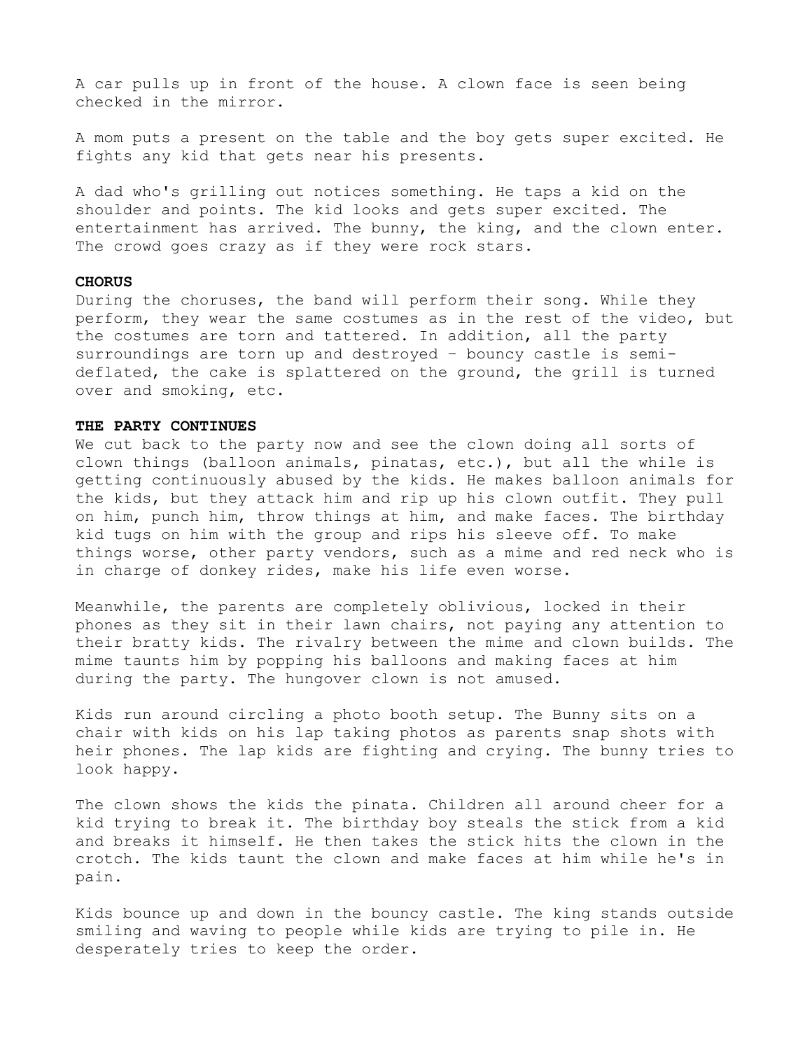A car pulls up in front of the house. A clown face is seen being checked in the mirror.

A mom puts a present on the table and the boy gets super excited. He fights any kid that gets near his presents.

A dad who's grilling out notices something. He taps a kid on the shoulder and points. The kid looks and gets super excited. The entertainment has arrived. The bunny, the king, and the clown enter. The crowd goes crazy as if they were rock stars.

**CHORUS**
During the choruses, the band will perform their song. While they perform, they wear the same costumes as in the rest of the video, but the costumes are torn and tattered. In addition, all the party surroundings are torn up and destroyed – bouncy castle is semi-deflated, the cake is splattered on the ground, the grill is turned over and smoking, etc.

**THE PARTY CONTINUES**
We cut back to the party now and see the clown doing all sorts of clown things (balloon animals, pinatas, etc.), but all the while is getting continuously abused by the kids. He makes balloon animals for the kids, but they attack him and rip up his clown outfit. They pull on him, punch him, throw things at him, and make faces. The birthday kid tugs on him with the group and rips his sleeve off. To make things worse, other party vendors, such as a mime and red neck who is in charge of donkey rides, make his life even worse.

Meanwhile, the parents are completely oblivious, locked in their phones as they sit in their lawn chairs, not paying any attention to their bratty kids. The rivalry between the mime and clown builds. The mime taunts him by popping his balloons and making faces at him during the party. The hungover clown is not amused.

Kids run around circling a photo booth setup. The Bunny sits on a chair with kids on his lap taking photos as parents snap shots with heir phones. The lap kids are fighting and crying. The bunny tries to look happy.

The clown shows the kids the pinata. Children all around cheer for a kid trying to break it. The birthday boy steals the stick from a kid and breaks it himself. He then takes the stick hits the clown in the crotch. The kids taunt the clown and make faces at him while he's in pain.

Kids bounce up and down in the bouncy castle. The king stands outside smiling and waving to people while kids are trying to pile in. He desperately tries to keep the order.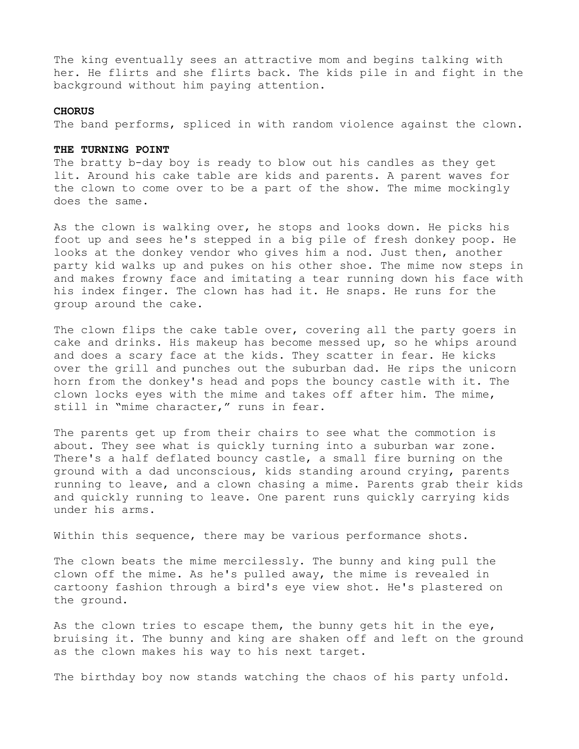The king eventually sees an attractive mom and begins talking with her. He flirts and she flirts back. The kids pile in and fight in the background without him paying attention.

**CHORUS**

The band performs, spliced in with random violence against the clown.

**THE TURNING POINT**

The bratty b-day boy is ready to blow out his candles as they get lit. Around his cake table are kids and parents. A parent waves for the clown to come over to be a part of the show. The mime mockingly does the same.

As the clown is walking over, he stops and looks down. He picks his foot up and sees he's stepped in a big pile of fresh donkey poop. He looks at the donkey vendor who gives him a nod. Just then, another party kid walks up and pukes on his other shoe. The mime now steps in and makes frowny face and imitating a tear running down his face with his index finger. The clown has had it. He snaps. He runs for the group around the cake.

The clown flips the cake table over, covering all the party goers in cake and drinks. His makeup has become messed up, so he whips around and does a scary face at the kids. They scatter in fear. He kicks over the grill and punches out the suburban dad. He rips the unicorn horn from the donkey's head and pops the bouncy castle with it. The clown locks eyes with the mime and takes off after him. The mime, still in "mime character," runs in fear.

The parents get up from their chairs to see what the commotion is about. They see what is quickly turning into a suburban war zone. There's a half deflated bouncy castle, a small fire burning on the ground with a dad unconscious, kids standing around crying, parents running to leave, and a clown chasing a mime. Parents grab their kids and quickly running to leave. One parent runs quickly carrying kids under his arms.

Within this sequence, there may be various performance shots.

The clown beats the mime mercilessly. The bunny and king pull the clown off the mime. As he's pulled away, the mime is revealed in cartoony fashion through a bird's eye view shot. He's plastered on the ground.

As the clown tries to escape them, the bunny gets hit in the eye, bruising it. The bunny and king are shaken off and left on the ground as the clown makes his way to his next target.

The birthday boy now stands watching the chaos of his party unfold.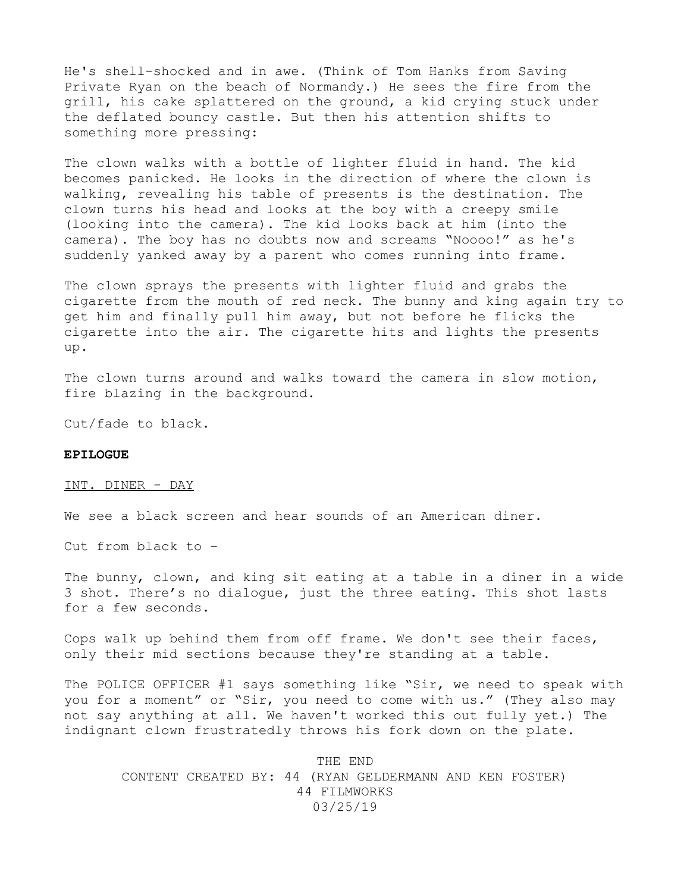He's shell-shocked and in awe. (Think of Tom Hanks from Saving Private Ryan on the beach of Normandy.) He sees the fire from the grill, his cake splattered on the ground, a kid crying stuck under the deflated bouncy castle. But then his attention shifts to something more pressing:

The clown walks with a bottle of lighter fluid in hand. The kid becomes panicked. He looks in the direction of where the clown is walking, revealing his table of presents is the destination. The clown turns his head and looks at the boy with a creepy smile (looking into the camera). The kid looks back at him (into the camera). The boy has no doubts now and screams "Noooo!" as he's suddenly yanked away by a parent who comes running into frame.

The clown sprays the presents with lighter fluid and grabs the cigarette from the mouth of red neck. The bunny and king again try to get him and finally pull him away, but not before he flicks the cigarette into the air. The cigarette hits and lights the presents up.

The clown turns around and walks toward the camera in slow motion, fire blazing in the background.

Cut/fade to black.

**EPILOGUE**

INT. DINER - DAY

We see a black screen and hear sounds of an American diner.

Cut from black to -

The bunny, clown, and king sit eating at a table in a diner in a wide 3 shot. There's no dialogue, just the three eating. This shot lasts for a few seconds.

Cops walk up behind them from off frame. We don't see their faces, only their mid sections because they're standing at a table.

The POLICE OFFICER #1 says something like "Sir, we need to speak with you for a moment" or "Sir, you need to come with us." (They also may not say anything at all. We haven't worked this out fully yet.) The indignant clown frustratedly throws his fork down on the plate.

THE END

CONTENT CREATED BY: 44 (RYAN GELDERMANN AND KEN FOSTER)

44 FILMWORKS

03/25/19